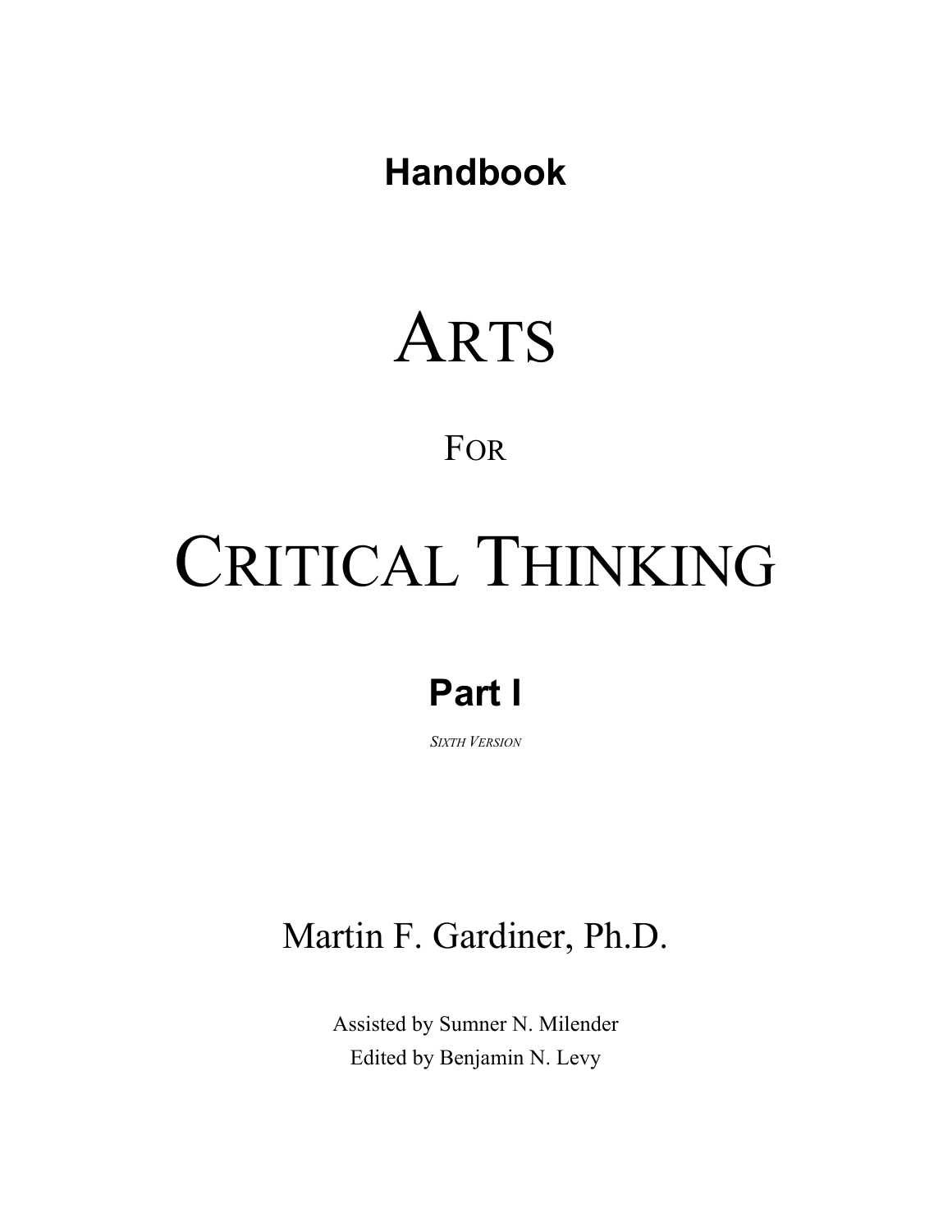**Handbook**

# ARTS

FOR

# CRITICAL THINKING

**Part I**

*SIXTH VERSION*

Martin F. Gardiner, Ph.D.

Assisted by Sumner N. Milender

Edited by Benjamin N. Levy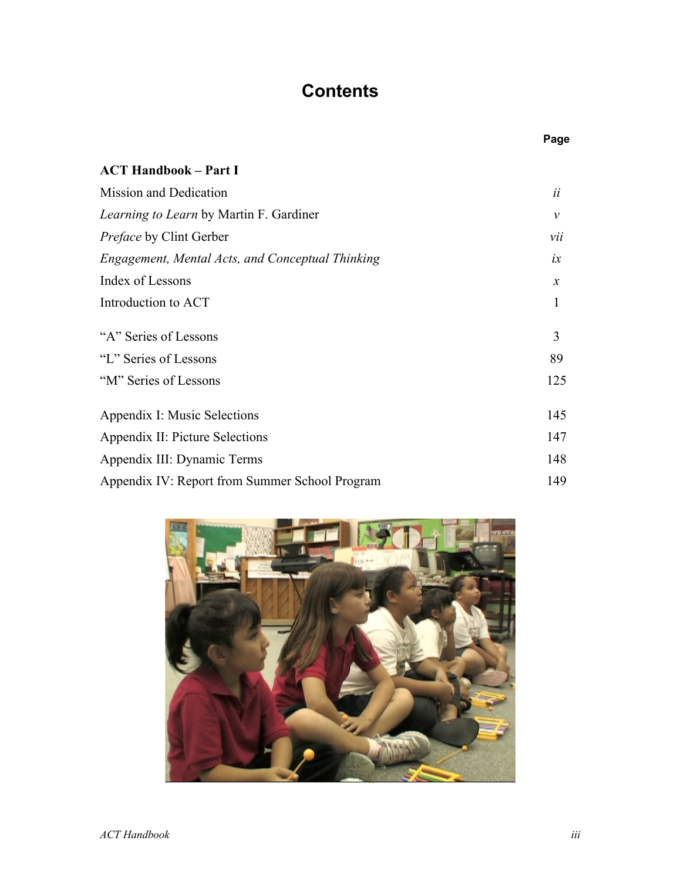# Contents

| | Page |
|---|---|
| **ACT Handbook – Part I** | |
| Mission and Dedication | *ii* |
| *Learning to Learn* by Martin F. Gardiner | *v* |
| *Preface* by Clint Gerber | *vii* |
| *Engagement, Mental Acts, and Conceptual Thinking* | *ix* |
| Index of Lessons | *x* |
| Introduction to ACT | 1 |
| "A" Series of Lessons | 3 |
| "L" Series of Lessons | 89 |
| "M" Series of Lessons | 125 |
| Appendix I: Music Selections | 145 |
| Appendix II: Picture Selections | 147 |
| Appendix III: Dynamic Terms | 148 |
| Appendix IV: Report from Summer School Program | 149 |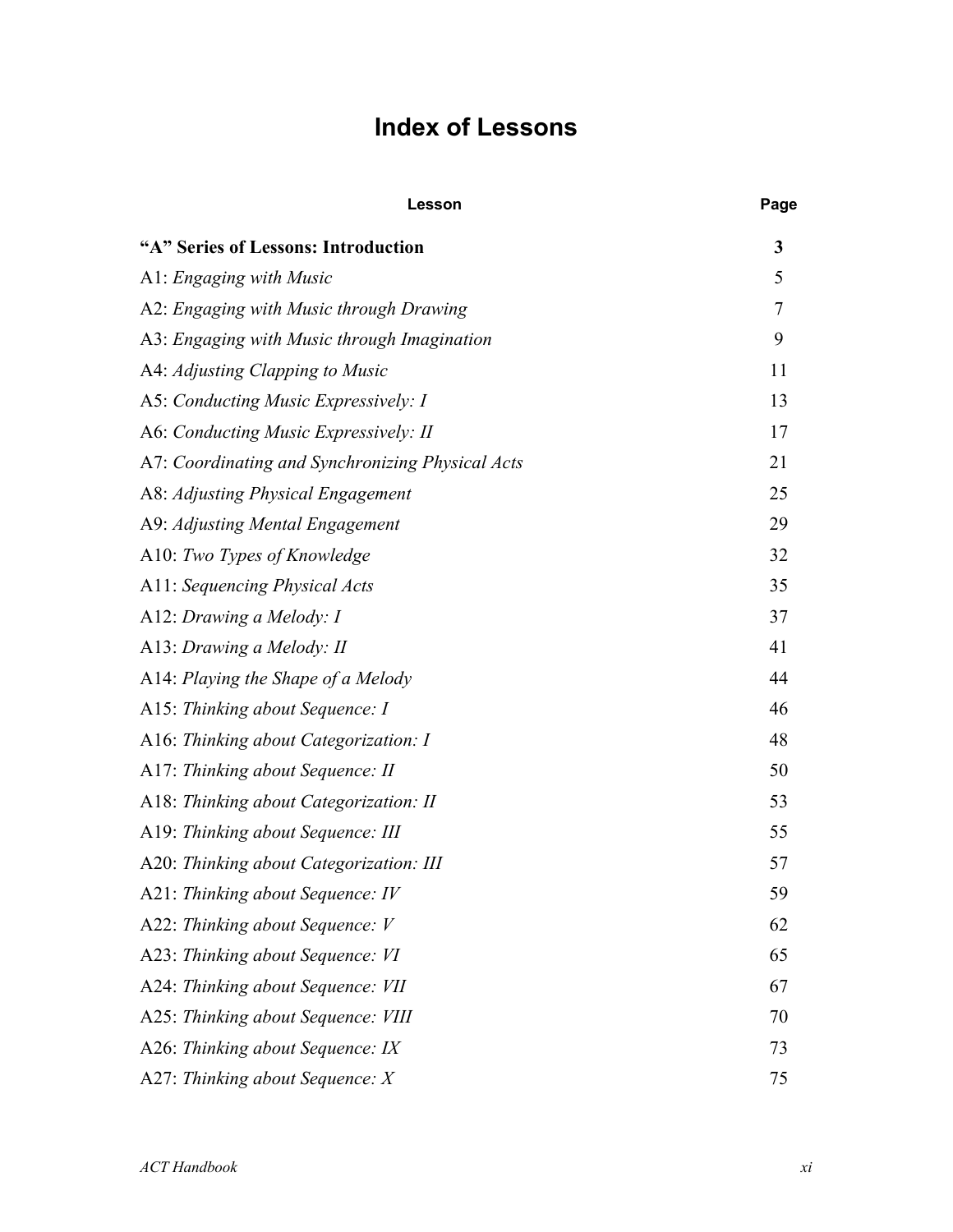# Index of Lessons

| Lesson | Page |
| --- | --- |
| **"A" Series of Lessons: Introduction** | **3** |
| A1: *Engaging with Music* | 5 |
| A2: *Engaging with Music through Drawing* | 7 |
| A3: *Engaging with Music through Imagination* | 9 |
| A4: *Adjusting Clapping to Music* | 11 |
| A5: *Conducting Music Expressively: I* | 13 |
| A6: *Conducting Music Expressively: II* | 17 |
| A7: *Coordinating and Synchronizing Physical Acts* | 21 |
| A8: *Adjusting Physical Engagement* | 25 |
| A9: *Adjusting Mental Engagement* | 29 |
| A10: *Two Types of Knowledge* | 32 |
| A11: *Sequencing Physical Acts* | 35 |
| A12: *Drawing a Melody: I* | 37 |
| A13: *Drawing a Melody: II* | 41 |
| A14: *Playing the Shape of a Melody* | 44 |
| A15: *Thinking about Sequence: I* | 46 |
| A16: *Thinking about Categorization: I* | 48 |
| A17: *Thinking about Sequence: II* | 50 |
| A18: *Thinking about Categorization: II* | 53 |
| A19: *Thinking about Sequence: III* | 55 |
| A20: *Thinking about Categorization: III* | 57 |
| A21: *Thinking about Sequence: IV* | 59 |
| A22: *Thinking about Sequence: V* | 62 |
| A23: *Thinking about Sequence: VI* | 65 |
| A24: *Thinking about Sequence: VII* | 67 |
| A25: *Thinking about Sequence: VIII* | 70 |
| A26: *Thinking about Sequence: IX* | 73 |
| A27: *Thinking about Sequence: X* | 75 |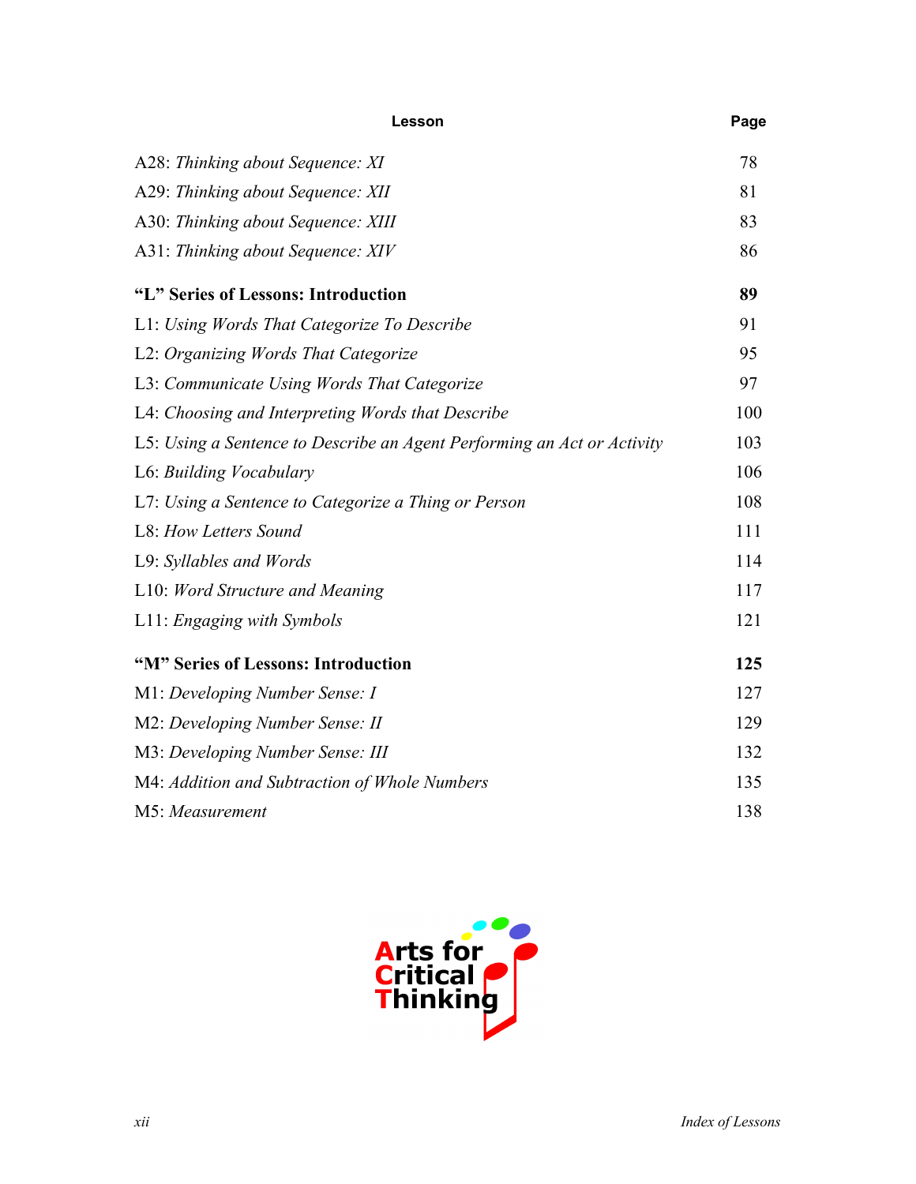| Lesson | Page |
|---|---|
| A28: *Thinking about Sequence: XI* | 78 |
| A29: *Thinking about Sequence: XII* | 81 |
| A30: *Thinking about Sequence: XIII* | 83 |
| A31: *Thinking about Sequence: XIV* | 86 |
| **"L" Series of Lessons: Introduction** | **89** |
| L1: *Using Words That Categorize To Describe* | 91 |
| L2: *Organizing Words That Categorize* | 95 |
| L3: *Communicate Using Words That Categorize* | 97 |
| L4: *Choosing and Interpreting Words that Describe* | 100 |
| L5: *Using a Sentence to Describe an Agent Performing an Act or Activity* | 103 |
| L6: *Building Vocabulary* | 106 |
| L7: *Using a Sentence to Categorize a Thing or Person* | 108 |
| L8: *How Letters Sound* | 111 |
| L9: *Syllables and Words* | 114 |
| L10: *Word Structure and Meaning* | 117 |
| L11: *Engaging with Symbols* | 121 |
| **"M" Series of Lessons: Introduction** | **125** |
| M1: *Developing Number Sense: I* | 127 |
| M2: *Developing Number Sense: II* | 129 |
| M3: *Developing Number Sense: III* | 132 |
| M4: *Addition and Subtraction of Whole Numbers* | 135 |
| M5: *Measurement* | 138 |

Arts for Critical Thinking